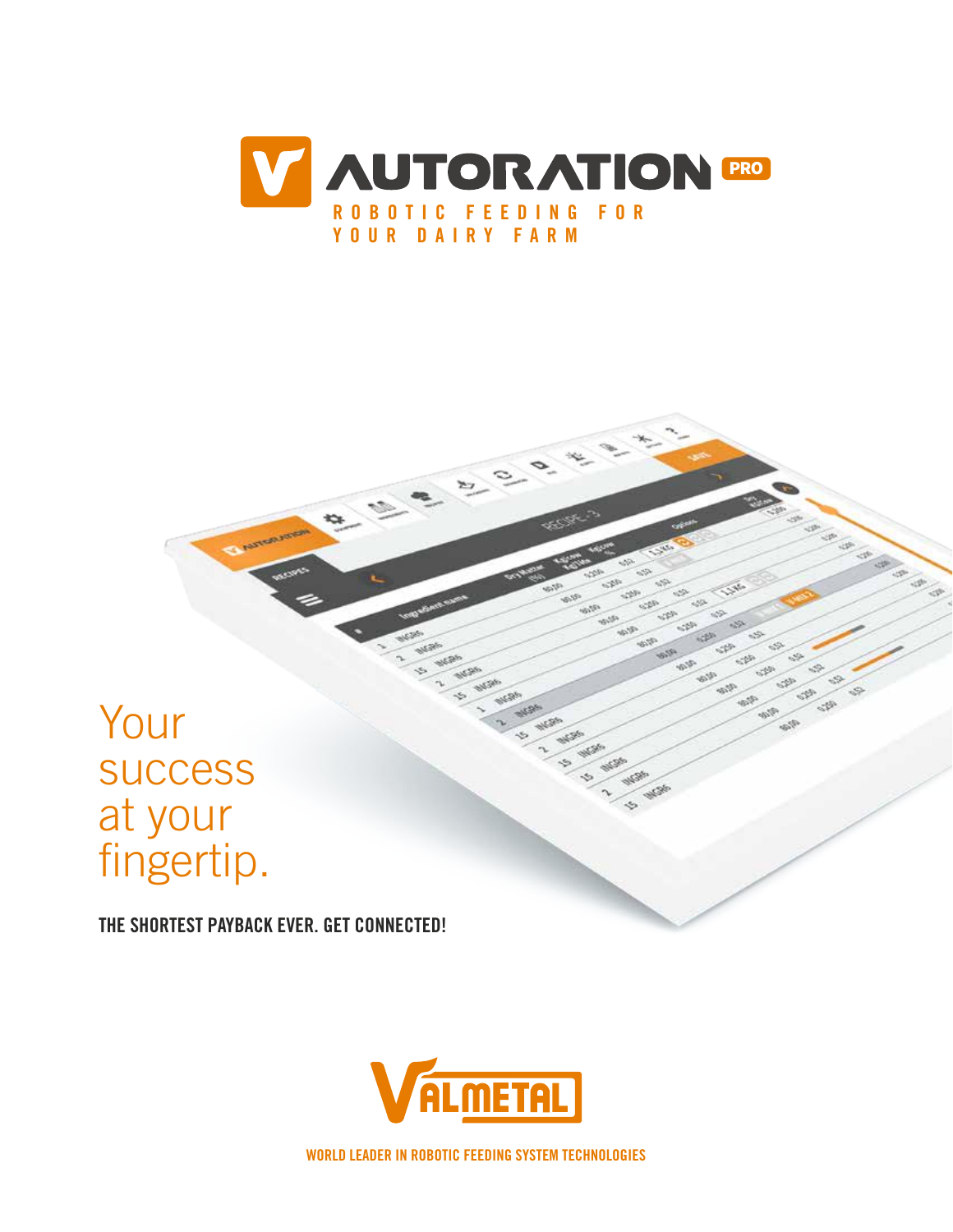# AUTORATION PRO

ROBOTIC FEEDING FOR YOUR DAIRY FARM

Your success at your fingertip.

**THE SHORTEST PAYBACK EVER. GET CONNECTED!**

VALMETAL

WORLD LEADER IN ROBOTIC FEEDING SYSTEM TECHNOLOGIES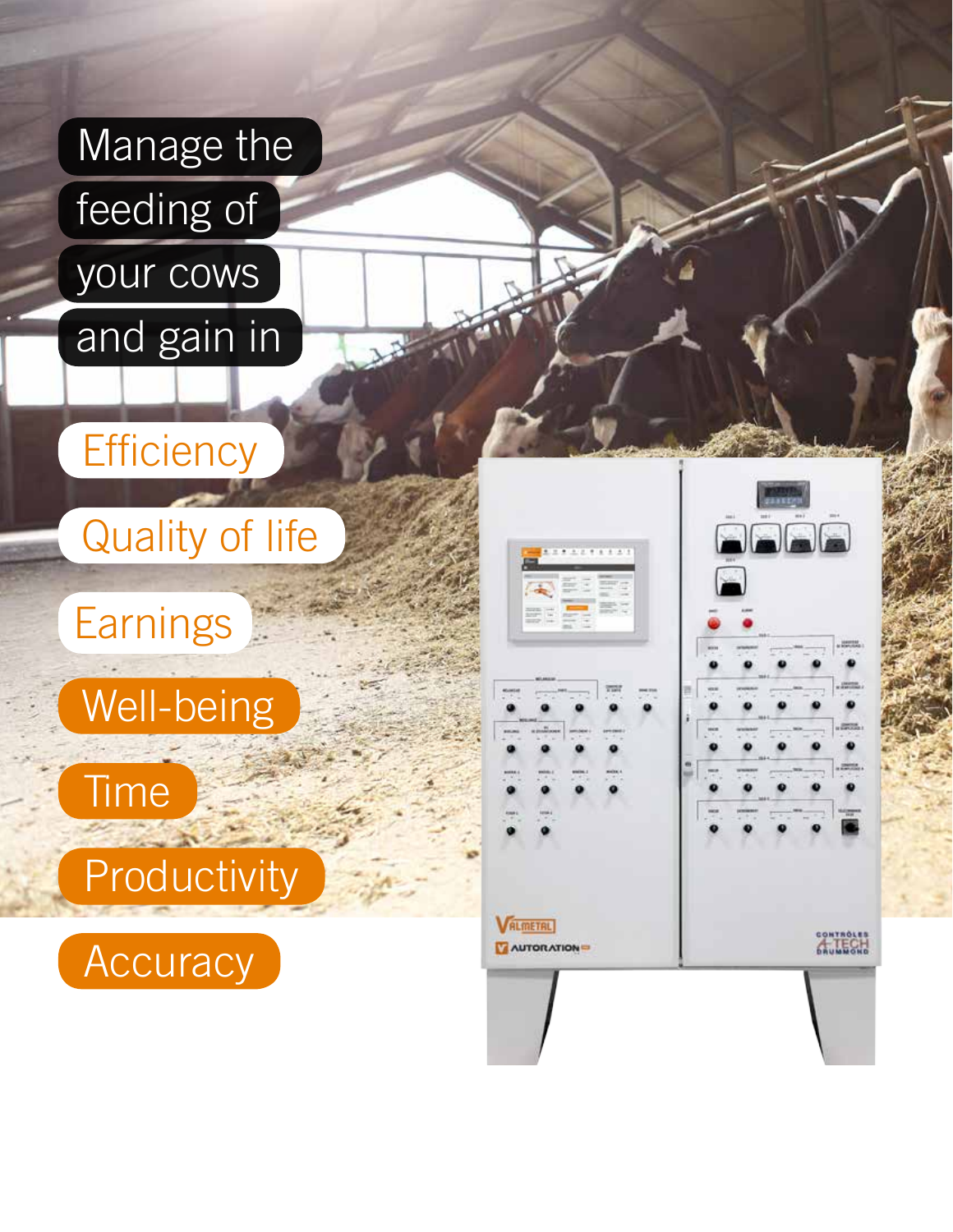Manage the feeding of your cows and gain in

- Efficiency
- Quality of life
- Earnings
- Well-being
- Time
- Productivity
- Accuracy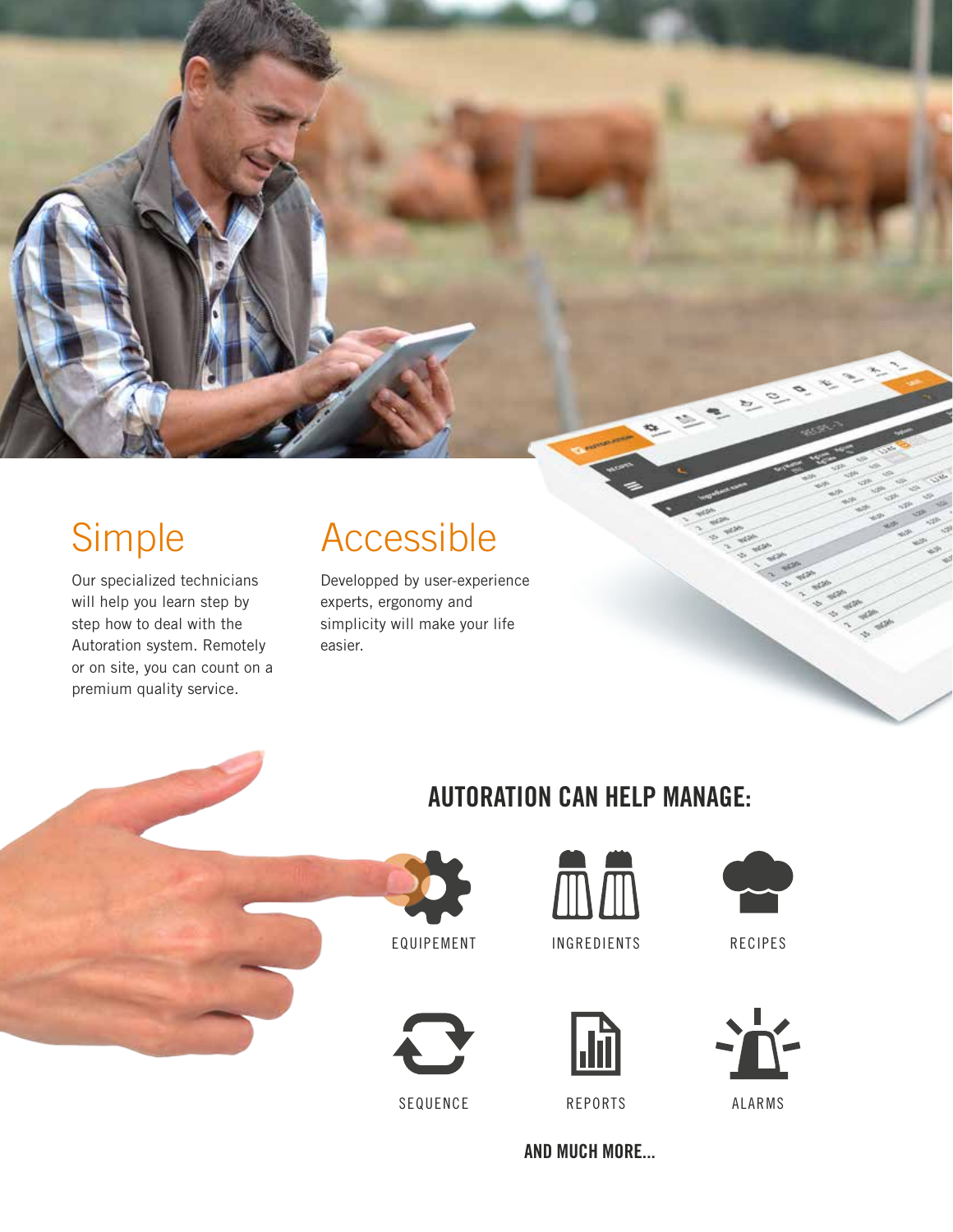## Simple

Our specialized technicians will help you learn step by step how to deal with the Autoration system. Remotely or on site, you can count on a premium quality service.

## Accessible

Developped by user-experience experts, ergonomy and simplicity will make your life easier.

## AUTORATION CAN HELP MANAGE:

- EQUIPEMENT
- INGREDIENTS
- RECIPES
- SEQUENCE
- REPORTS
- ALARMS

**AND MUCH MORE...**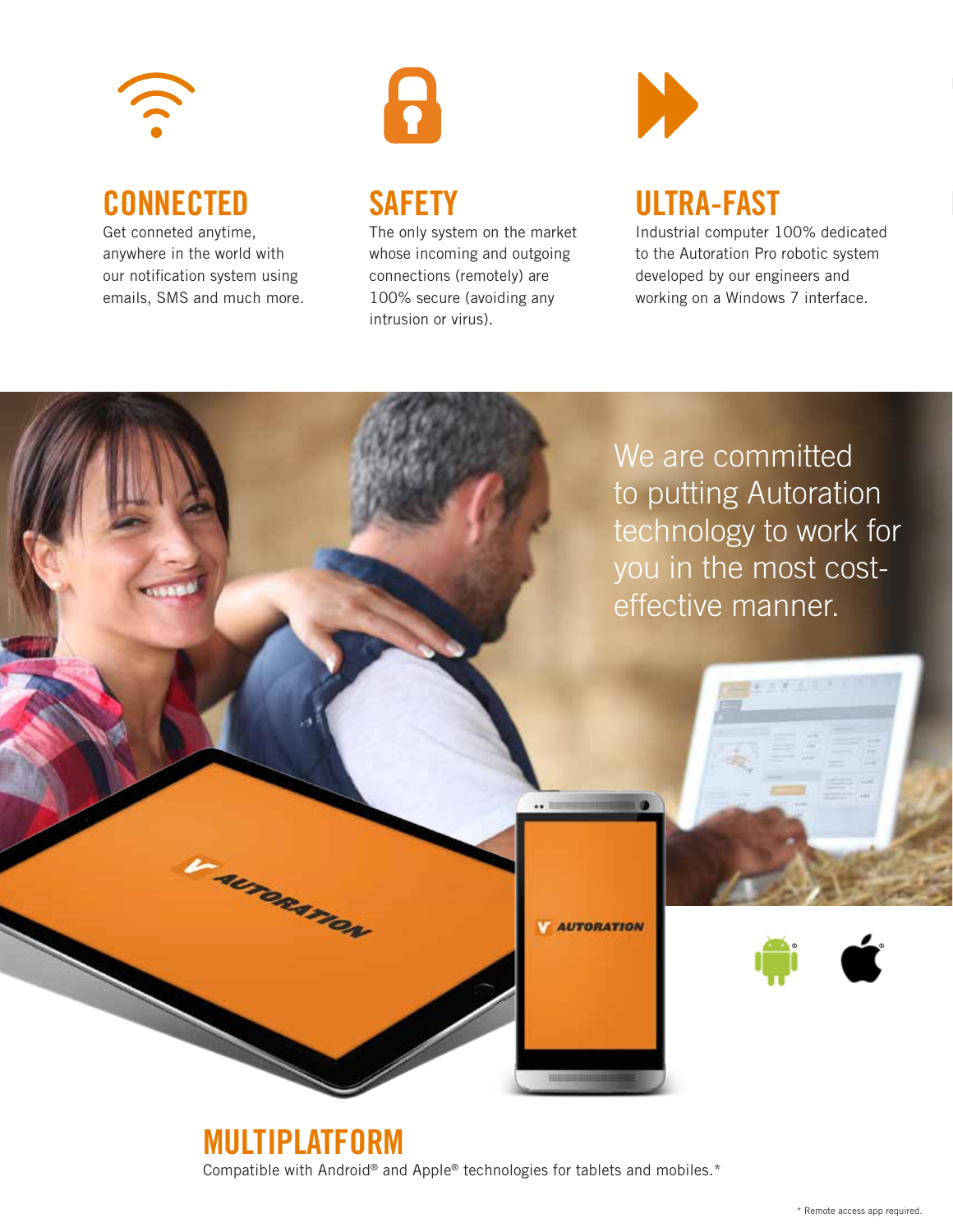## CONNECTED

Get conneted anytime, anywhere in the world with our notification system using emails, SMS and much more.

## SAFETY

The only system on the market whose incoming and outgoing connections (remotely) are 100% secure (avoiding any intrusion or virus).

## ULTRA-FAST

Industrial computer 100% dedicated to the Autoration Pro robotic system developed by our engineers and working on a Windows 7 interface.

We are committed to putting Autoration technology to work for you in the most cost-effective manner.

## MULTIPLATFORM

Compatible with Android® and Apple® technologies for tablets and mobiles.*

* Remote access app required.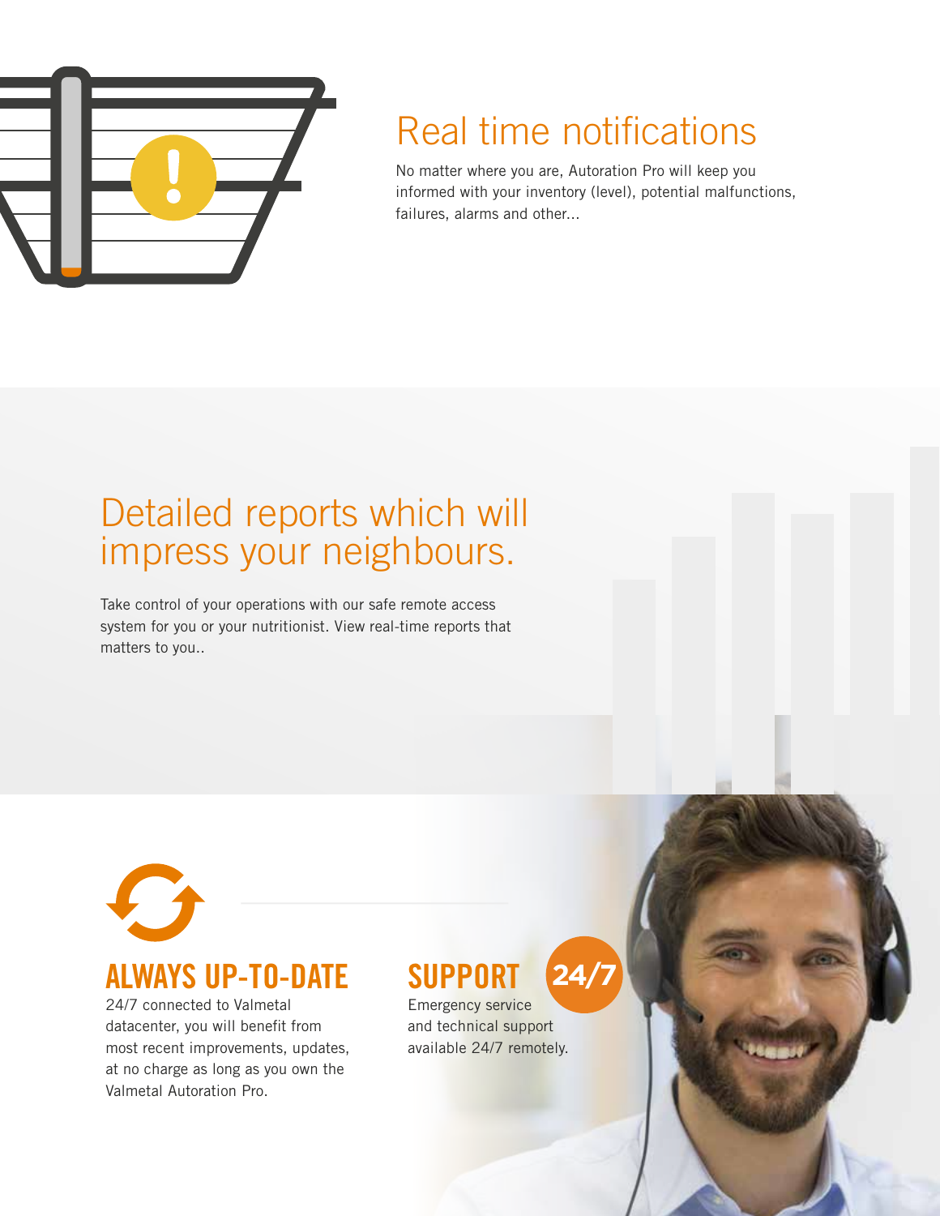## Real time notifications

No matter where you are, Autoration Pro will keep you informed with your inventory (level), potential malfunctions, failures, alarms and other...

## Detailed reports which will impress your neighbours.

Take control of your operations with our safe remote access system for you or your nutritionist. View real-time reports that matters to you..

### ALWAYS UP-TO-DATE

24/7 connected to Valmetal datacenter, you will benefit from most recent improvements, updates, at no charge as long as you own the Valmetal Autoration Pro.

### SUPPORT 24/7

Emergency service and technical support available 24/7 remotely.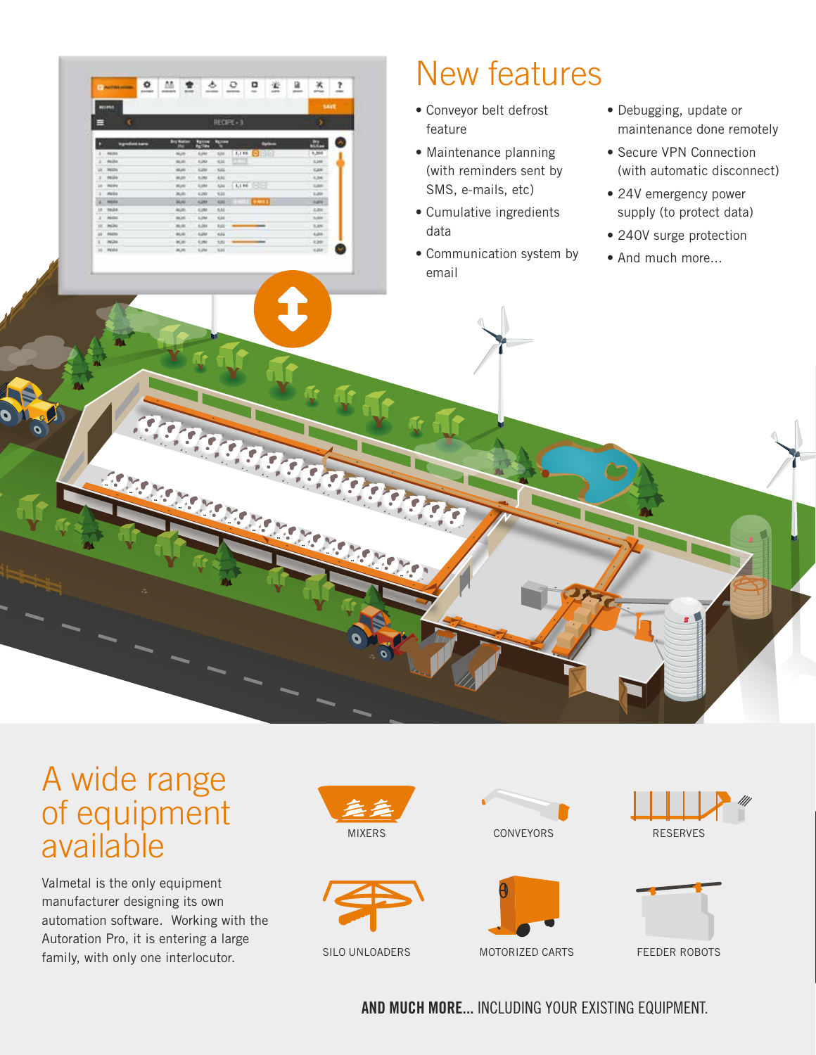## New features

- Conveyor belt defrost feature
- Maintenance planning (with reminders sent by SMS, e-mails, etc)
- Cumulative ingredients data
- Communication system by email
- Debugging, update or maintenance done remotely
- Secure VPN Connection (with automatic disconnect)
- 24V emergency power supply (to protect data)
- 240V surge protection
- And much more…

## A wide range of equipment available

Valmetal is the only equipment manufacturer designing its own automation software. Working with the Autoration Pro, it is entering a large family, with only one interlocutor.

MIXERS

CONVEYORS

RESERVES

SILO UNLOADERS

MOTORIZED CARTS

FEEDER ROBOTS

**AND MUCH MORE...** INCLUDING YOUR EXISTING EQUIPMENT.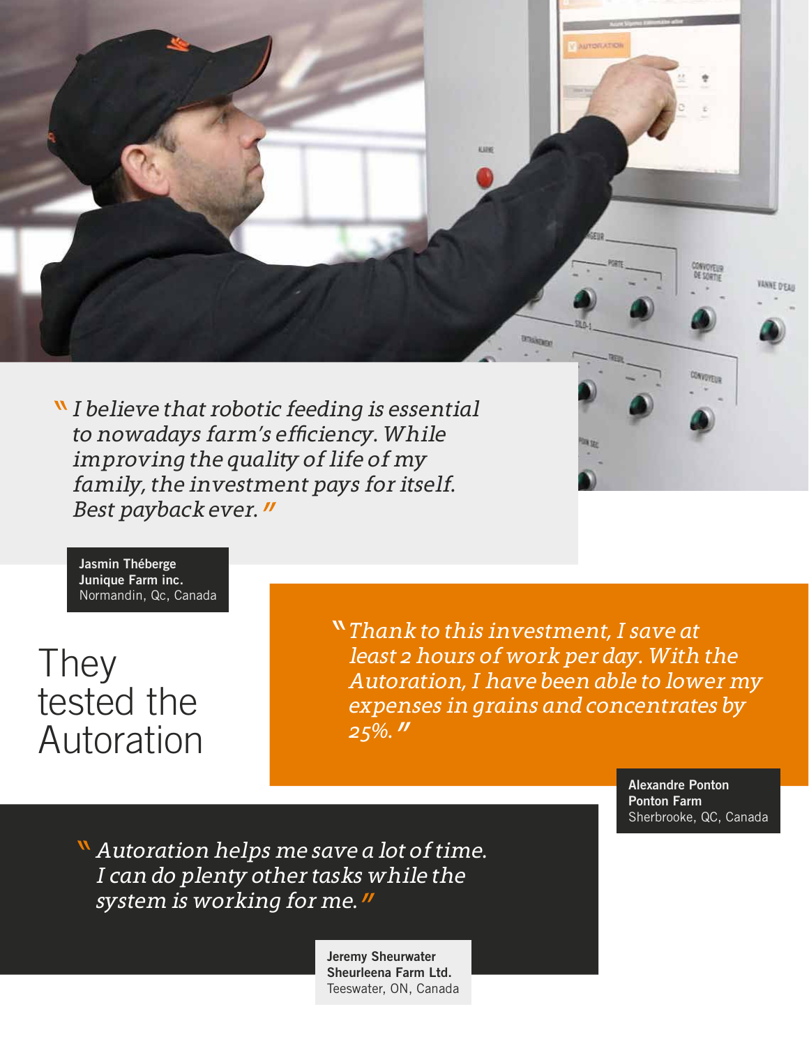# They tested the Autoration

*"I believe that robotic feeding is essential to nowadays farm's efficiency. While improving the quality of life of my family, the investment pays for itself. Best payback ever."*

**Jasmin Théberge**
**Junique Farm inc.**
Normandin, Qc, Canada

*"Thank to this investment, I save at least 2 hours of work per day. With the Autoration, I have been able to lower my expenses in grains and concentrates by 25%."*

**Alexandre Ponton**
**Ponton Farm**
Sherbrooke, QC, Canada

*"Autoration helps me save a lot of time. I can do plenty other tasks while the system is working for me."*

**Jeremy Sheurwater**
**Sheurleena Farm Ltd.**
Teeswater, ON, Canada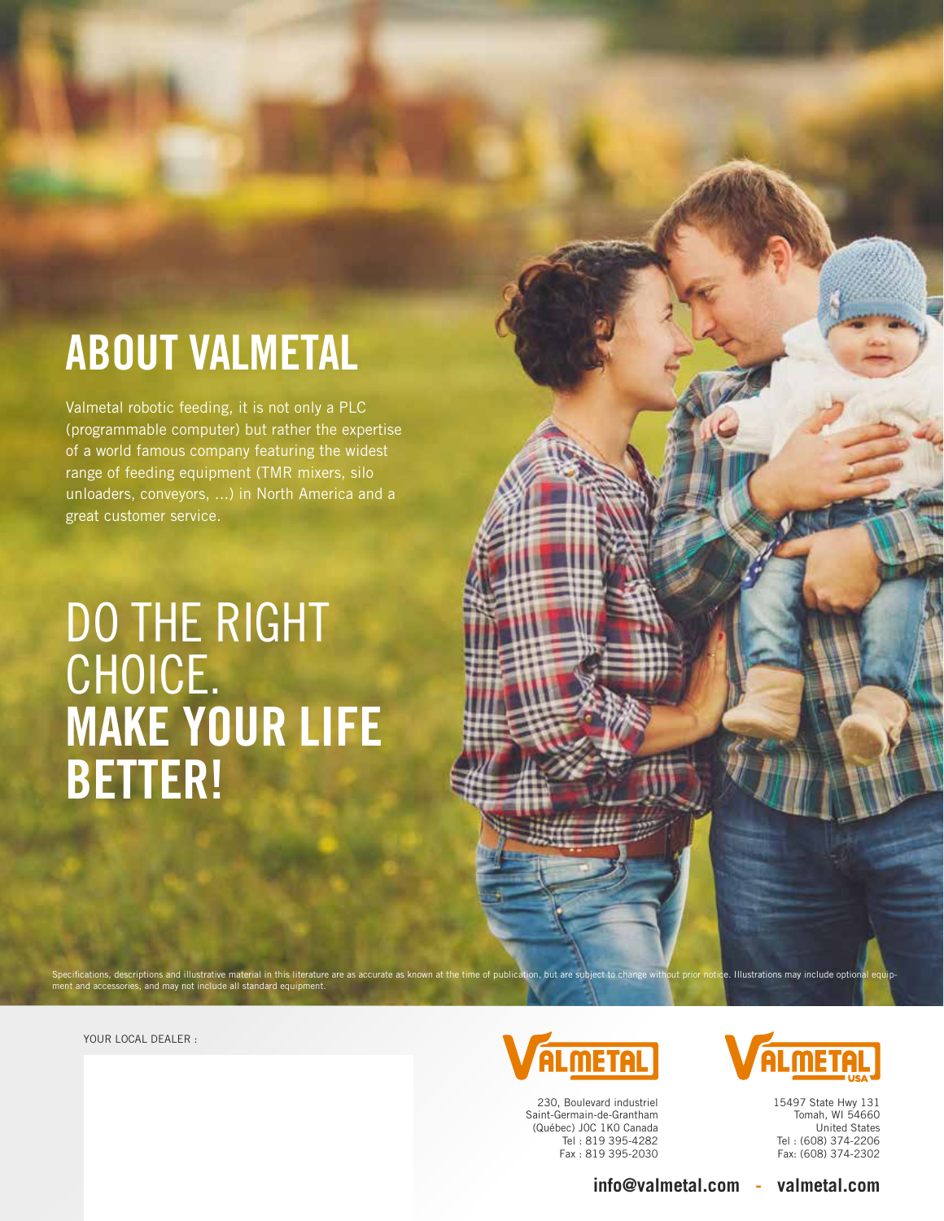# ABOUT VALMETAL

Valmetal robotic feeding, it is not only a PLC (programmable computer) but rather the expertise of a world famous company featuring the widest range of feeding equipment (TMR mixers, silo unloaders, conveyors, ...) in North America and a great customer service.

DO THE RIGHT CHOICE.
**MAKE YOUR LIFE BETTER!**

Specifications, descriptions and illustrative material in this literature are as accurate as known at the time of publication, but are subject to change without prior notice. Illustrations may include optional equipment and accessories, and may not include all standard equipment.

YOUR LOCAL DEALER :

VALMETAL

230, Boulevard industriel
Saint-Germain-de-Grantham
(Québec) J0C 1K0 Canada
Tel : 819 395-4282
Fax : 819 395-2030

VALMETAL USA

15497 State Hwy 131
Tomah, WI 54660
United States
Tel : (608) 374-2206
Fax: (608) 374-2302

**info@valmetal.com - valmetal.com**